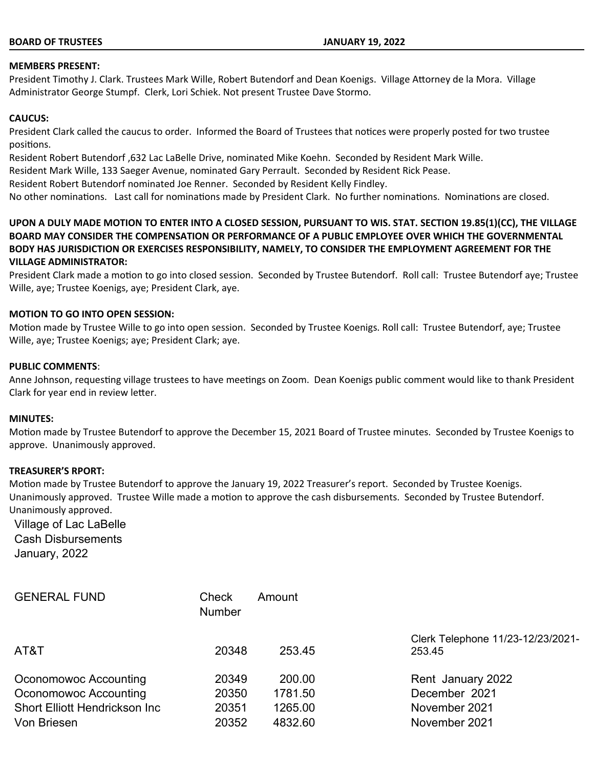**BOARD OF TRUSTEES** **JANUARY 19, 2022**

**MEMBERS PRESENT:**
President Timothy J. Clark. Trustees Mark Wille, Robert Butendorf and Dean Koenigs. Village Attorney de la Mora. Village Administrator George Stumpf. Clerk, Lori Schiek. Not present Trustee Dave Stormo.

**CAUCUS:**
President Clark called the caucus to order. Informed the Board of Trustees that notices were properly posted for two trustee positions.
Resident Robert Butendorf ,632 Lac LaBelle Drive, nominated Mike Koehn. Seconded by Resident Mark Wille.
Resident Mark Wille, 133 Saeger Avenue, nominated Gary Perrault. Seconded by Resident Rick Pease.
Resident Robert Butendorf nominated Joe Renner. Seconded by Resident Kelly Findley.
No other nominations. Last call for nominations made by President Clark. No further nominations. Nominations are closed.

**UPON A DULY MADE MOTION TO ENTER INTO A CLOSED SESSION, PURSUANT TO WIS. STAT. SECTION 19.85(1)(CC), THE VILLAGE BOARD MAY CONSIDER THE COMPENSATION OR PERFORMANCE OF A PUBLIC EMPLOYEE OVER WHICH THE GOVERNMENTAL BODY HAS JURISDICTION OR EXERCISES RESPONSIBILITY, NAMELY, TO CONSIDER THE EMPLOYMENT AGREEMENT FOR THE VILLAGE ADMINISTRATOR:**
President Clark made a motion to go into closed session. Seconded by Trustee Butendorf. Roll call: Trustee Butendorf aye; Trustee Wille, aye; Trustee Koenigs, aye; President Clark, aye.

**MOTION TO GO INTO OPEN SESSION:**
Motion made by Trustee Wille to go into open session. Seconded by Trustee Koenigs. Roll call: Trustee Butendorf, aye; Trustee Wille, aye; Trustee Koenigs; aye; President Clark; aye.

**PUBLIC COMMENTS**:
Anne Johnson, requesting village trustees to have meetings on Zoom. Dean Koenigs public comment would like to thank President Clark for year end in review letter.

**MINUTES:**
Motion made by Trustee Butendorf to approve the December 15, 2021 Board of Trustee minutes. Seconded by Trustee Koenigs to approve. Unanimously approved.

**TREASURER'S RPORT:**
Motion made by Trustee Butendorf to approve the January 19, 2022 Treasurer's report. Seconded by Trustee Koenigs. Unanimously approved. Trustee Wille made a motion to approve the cash disbursements. Seconded by Trustee Butendorf. Unanimously approved.

Village of Lac LaBelle
Cash Disbursements
January, 2022

| GENERAL FUND | Check Number | Amount | |
|---|---|---|---|
| AT&T | 20348 | 253.45 | Clerk Telephone 11/23-12/23/2021-253.45 |
| Oconomowoc Accounting | 20349 | 200.00 | Rent January 2022 |
| Oconomowoc Accounting | 20350 | 1781.50 | December 2021 |
| Short Elliott Hendrickson Inc | 20351 | 1265.00 | November 2021 |
| Von Briesen | 20352 | 4832.60 | November 2021 |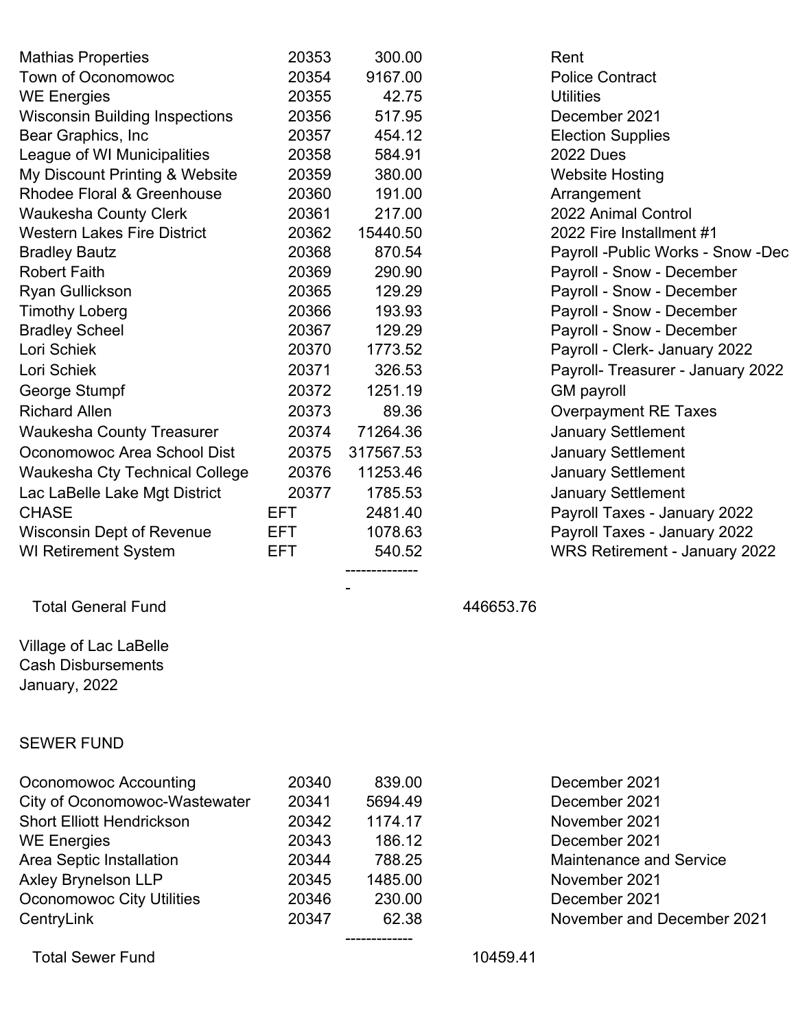| | | | | |
|---|---|---|---|---|
| Mathias Properties | 20353 | 300.00 | | Rent |
| Town of Oconomowoc | 20354 | 9167.00 | | Police Contract |
| WE Energies | 20355 | 42.75 | | Utilities |
| Wisconsin Building Inspections | 20356 | 517.95 | | December 2021 |
| Bear Graphics, Inc | 20357 | 454.12 | | Election Supplies |
| League of WI Municipalities | 20358 | 584.91 | | 2022 Dues |
| My Discount Printing & Website | 20359 | 380.00 | | Website Hosting |
| Rhodee Floral & Greenhouse | 20360 | 191.00 | | Arrangement |
| Waukesha County Clerk | 20361 | 217.00 | | 2022 Animal Control |
| Western Lakes Fire District | 20362 | 15440.50 | | 2022 Fire Installment #1 |
| Bradley Bautz | 20368 | 870.54 | | Payroll -Public Works - Snow -Dec |
| Robert Faith | 20369 | 290.90 | | Payroll - Snow - December |
| Ryan Gullickson | 20365 | 129.29 | | Payroll - Snow - December |
| Timothy Loberg | 20366 | 193.93 | | Payroll - Snow - December |
| Bradley Scheel | 20367 | 129.29 | | Payroll - Snow - December |
| Lori Schiek | 20370 | 1773.52 | | Payroll - Clerk- January 2022 |
| Lori Schiek | 20371 | 326.53 | | Payroll- Treasurer - January 2022 |
| George Stumpf | 20372 | 1251.19 | | GM payroll |
| Richard Allen | 20373 | 89.36 | | Overpayment RE Taxes |
| Waukesha County Treasurer | 20374 | 71264.36 | | January Settlement |
| Oconomowoc Area School Dist | 20375 | 317567.53 | | January Settlement |
| Waukesha Cty Technical College | 20376 | 11253.46 | | January Settlement |
| Lac LaBelle Lake Mgt District | 20377 | 1785.53 | | January Settlement |
| CHASE | EFT | 2481.40 | | Payroll Taxes - January 2022 |
| Wisconsin Dept of Revenue | EFT | 1078.63 | | Payroll Taxes - January 2022 |
| WI Retirement System | EFT | 540.52 | | WRS Retirement - January 2022 |
| | | -------------- - | | |
| Total General Fund | | | 446653.76 | |

Village of Lac LaBelle
Cash Disbursements
January, 2022

SEWER FUND

| | | | | |
|---|---|---|---|---|
| Oconomowoc Accounting | 20340 | 839.00 | | December 2021 |
| City of Oconomowoc-Wastewater | 20341 | 5694.49 | | December 2021 |
| Short Elliott Hendrickson | 20342 | 1174.17 | | November 2021 |
| WE Energies | 20343 | 186.12 | | December 2021 |
| Area Septic Installation | 20344 | 788.25 | | Maintenance and Service |
| Axley Brynelson LLP | 20345 | 1485.00 | | November 2021 |
| Oconomowoc City Utilities | 20346 | 230.00 | | December 2021 |
| CentryLink | 20347 | 62.38 | | November and December 2021 |
| | | ------------- | | |
| Total Sewer Fund | | | 10459.41 | |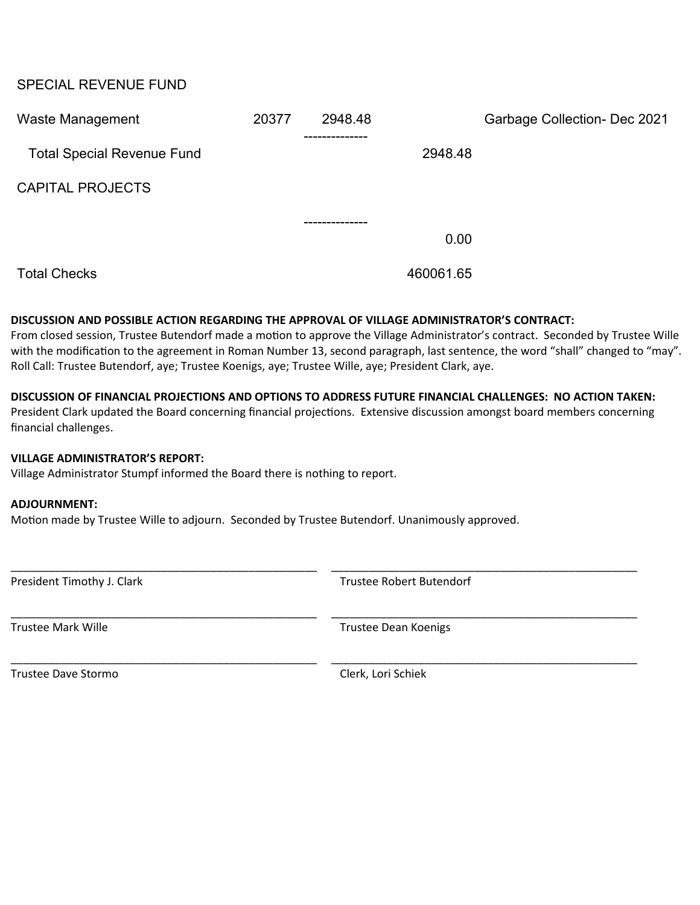SPECIAL REVENUE FUND

| | | | | |
|---|---|---|---|---|
| Waste Management | 20377 | 2948.48 | | Garbage Collection- Dec 2021 |
| | | -------------- | | |
| Total Special Revenue Fund | | | 2948.48 | |
| CAPITAL PROJECTS | | | | |
| | | -------------- | | |
| | | | 0.00 | |
| Total Checks | | | 460061.65 | |

**DISCUSSION AND POSSIBLE ACTION REGARDING THE APPROVAL OF VILLAGE ADMINISTRATOR'S CONTRACT:**
From closed session, Trustee Butendorf made a motion to approve the Village Administrator's contract. Seconded by Trustee Wille with the modification to the agreement in Roman Number 13, second paragraph, last sentence, the word "shall" changed to "may". Roll Call: Trustee Butendorf, aye; Trustee Koenigs, aye; Trustee Wille, aye; President Clark, aye.

**DISCUSSION OF FINANCIAL PROJECTIONS AND OPTIONS TO ADDRESS FUTURE FINANCIAL CHALLENGES: NO ACTION TAKEN:**
President Clark updated the Board concerning financial projections. Extensive discussion amongst board members concerning financial challenges.

**VILLAGE ADMINISTRATOR'S REPORT:**
Village Administrator Stumpf informed the Board there is nothing to report.

**ADJOURNMENT:**
Motion made by Trustee Wille to adjourn. Seconded by Trustee Butendorf. Unanimously approved.

| | |
|---|---|
| ______________________________ | ______________________________ |
| President Timothy J. Clark | Trustee Robert Butendorf |
| ______________________________ | ______________________________ |
| Trustee Mark Wille | Trustee Dean Koenigs |
| ______________________________ | ______________________________ |
| Trustee Dave Stormo | Clerk, Lori Schiek |